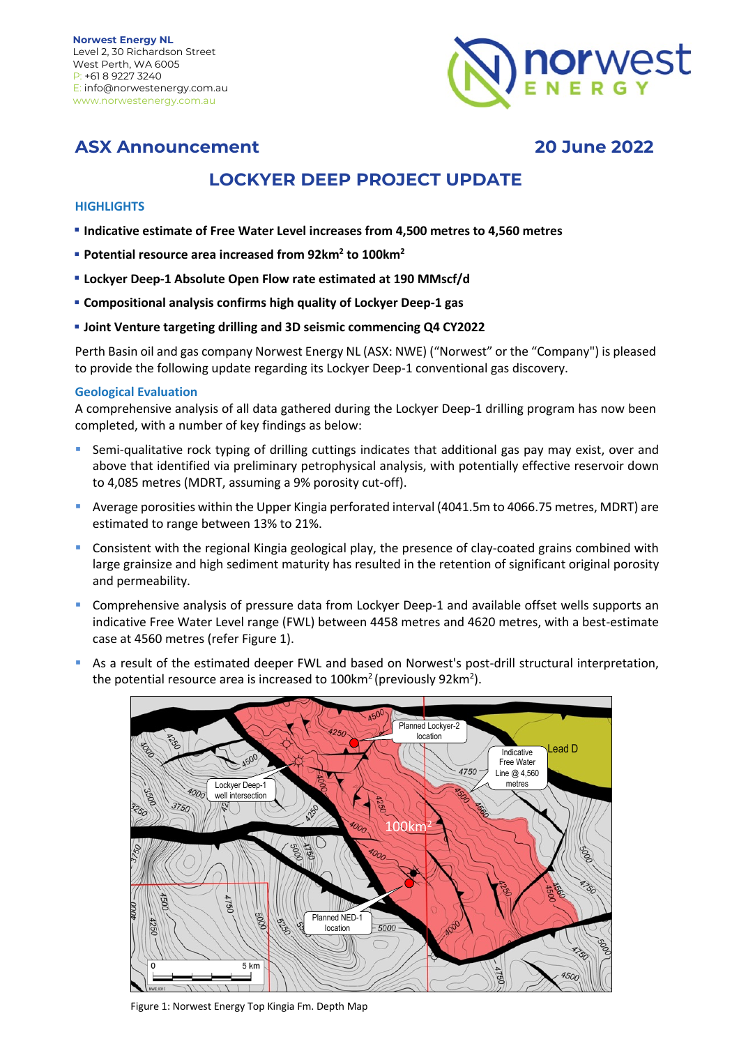Norwest Energy NL
Level 2, 30 Richardson Street
West Perth, WA 6005
P: +61 8 9227 3240
E: info@norwestenergy.com.au
www.norwestenergy.com.au

## ASX Announcement

**20 June 2022**

# LOCKYER DEEP PROJECT UPDATE

### HIGHLIGHTS

- **Indicative estimate of Free Water Level increases from 4,500 metres to 4,560 metres**
- **Potential resource area increased from 92km² to 100km²**
- **Lockyer Deep-1 Absolute Open Flow rate estimated at 190 MMscf/d**
- **Compositional analysis confirms high quality of Lockyer Deep-1 gas**
- **Joint Venture targeting drilling and 3D seismic commencing Q4 CY2022**

Perth Basin oil and gas company Norwest Energy NL (ASX: NWE) ("Norwest" or the "Company") is pleased to provide the following update regarding its Lockyer Deep-1 conventional gas discovery.

### Geological Evaluation

A comprehensive analysis of all data gathered during the Lockyer Deep-1 drilling program has now been completed, with a number of key findings as below:

- Semi-qualitative rock typing of drilling cuttings indicates that additional gas pay may exist, over and above that identified via preliminary petrophysical analysis, with potentially effective reservoir down to 4,085 metres (MDRT, assuming a 9% porosity cut-off).
- Average porosities within the Upper Kingia perforated interval (4041.5m to 4066.75 metres, MDRT) are estimated to range between 13% to 21%.
- Consistent with the regional Kingia geological play, the presence of clay-coated grains combined with large grainsize and high sediment maturity has resulted in the retention of significant original porosity and permeability.
- Comprehensive analysis of pressure data from Lockyer Deep-1 and available offset wells supports an indicative Free Water Level range (FWL) between 4458 metres and 4620 metres, with a best-estimate case at 4560 metres (refer Figure 1).
- As a result of the estimated deeper FWL and based on Norwest's post-drill structural interpretation, the potential resource area is increased to 100km² (previously 92km²).

Figure 1: Norwest Energy Top Kingia Fm. Depth Map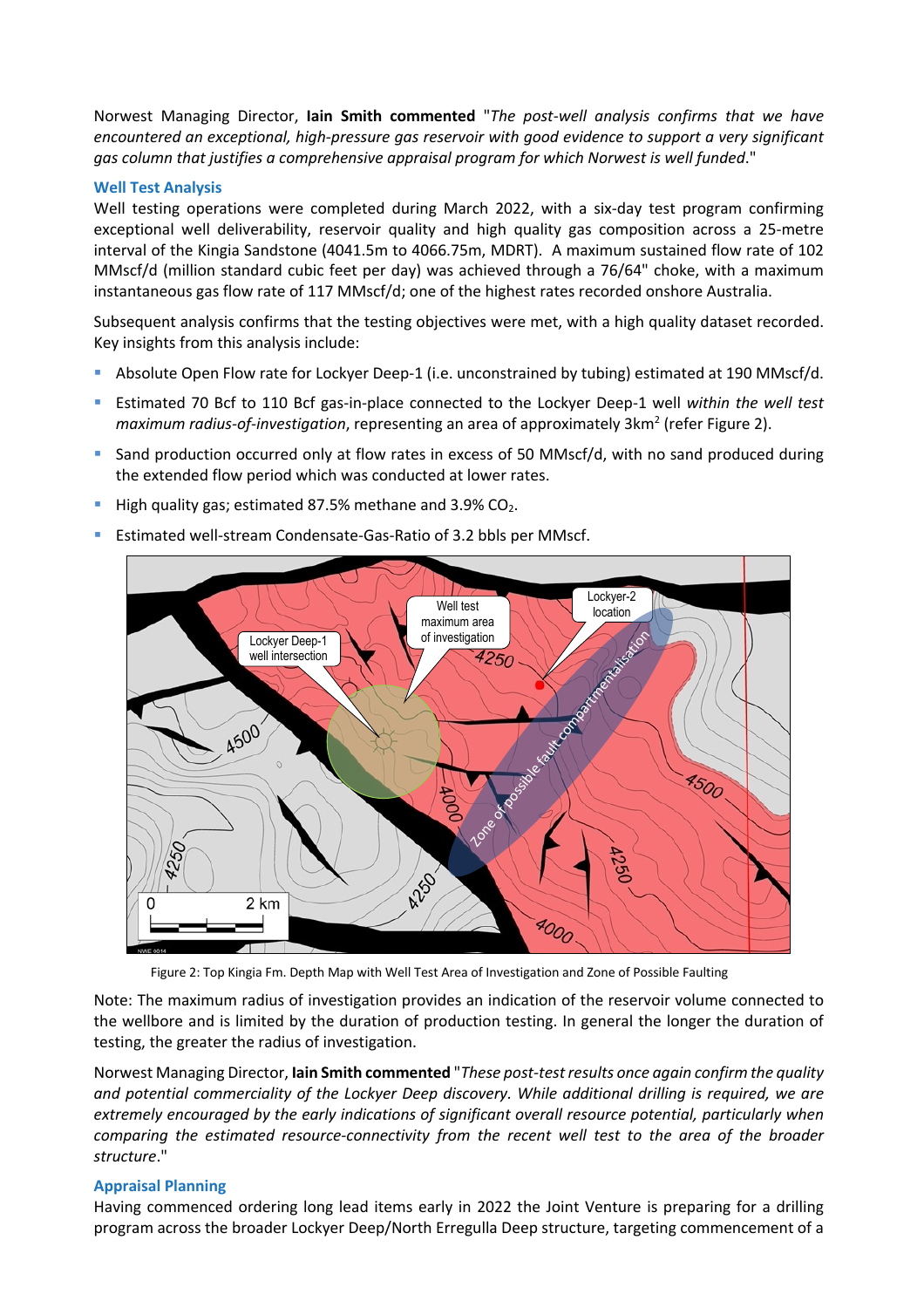Norwest Managing Director, **Iain Smith commented** "*The post-well analysis confirms that we have encountered an exceptional, high-pressure gas reservoir with good evidence to support a very significant gas column that justifies a comprehensive appraisal program for which Norwest is well funded*."

## Well Test Analysis

Well testing operations were completed during March 2022, with a six-day test program confirming exceptional well deliverability, reservoir quality and high quality gas composition across a 25-metre interval of the Kingia Sandstone (4041.5m to 4066.75m, MDRT). A maximum sustained flow rate of 102 MMscf/d (million standard cubic feet per day) was achieved through a 76/64" choke, with a maximum instantaneous gas flow rate of 117 MMscf/d; one of the highest rates recorded onshore Australia.

Subsequent analysis confirms that the testing objectives were met, with a high quality dataset recorded. Key insights from this analysis include:

- Absolute Open Flow rate for Lockyer Deep-1 (i.e. unconstrained by tubing) estimated at 190 MMscf/d.
- Estimated 70 Bcf to 110 Bcf gas-in-place connected to the Lockyer Deep-1 well *within the well test maximum radius-of-investigation*, representing an area of approximately 3km$^2$ (refer Figure 2).
- Sand production occurred only at flow rates in excess of 50 MMscf/d, with no sand produced during the extended flow period which was conducted at lower rates.
- High quality gas; estimated 87.5% methane and 3.9% $CO_2$.
- Estimated well-stream Condensate-Gas-Ratio of 3.2 bbls per MMscf.

Figure 2: Top Kingia Fm. Depth Map with Well Test Area of Investigation and Zone of Possible Faulting

Note: The maximum radius of investigation provides an indication of the reservoir volume connected to the wellbore and is limited by the duration of production testing. In general the longer the duration of testing, the greater the radius of investigation.

Norwest Managing Director, **Iain Smith commented** "*These post-test results once again confirm the quality and potential commerciality of the Lockyer Deep discovery. While additional drilling is required, we are extremely encouraged by the early indications of significant overall resource potential, particularly when comparing the estimated resource-connectivity from the recent well test to the area of the broader structure*."

## Appraisal Planning

Having commenced ordering long lead items early in 2022 the Joint Venture is preparing for a drilling program across the broader Lockyer Deep/North Erregulla Deep structure, targeting commencement of a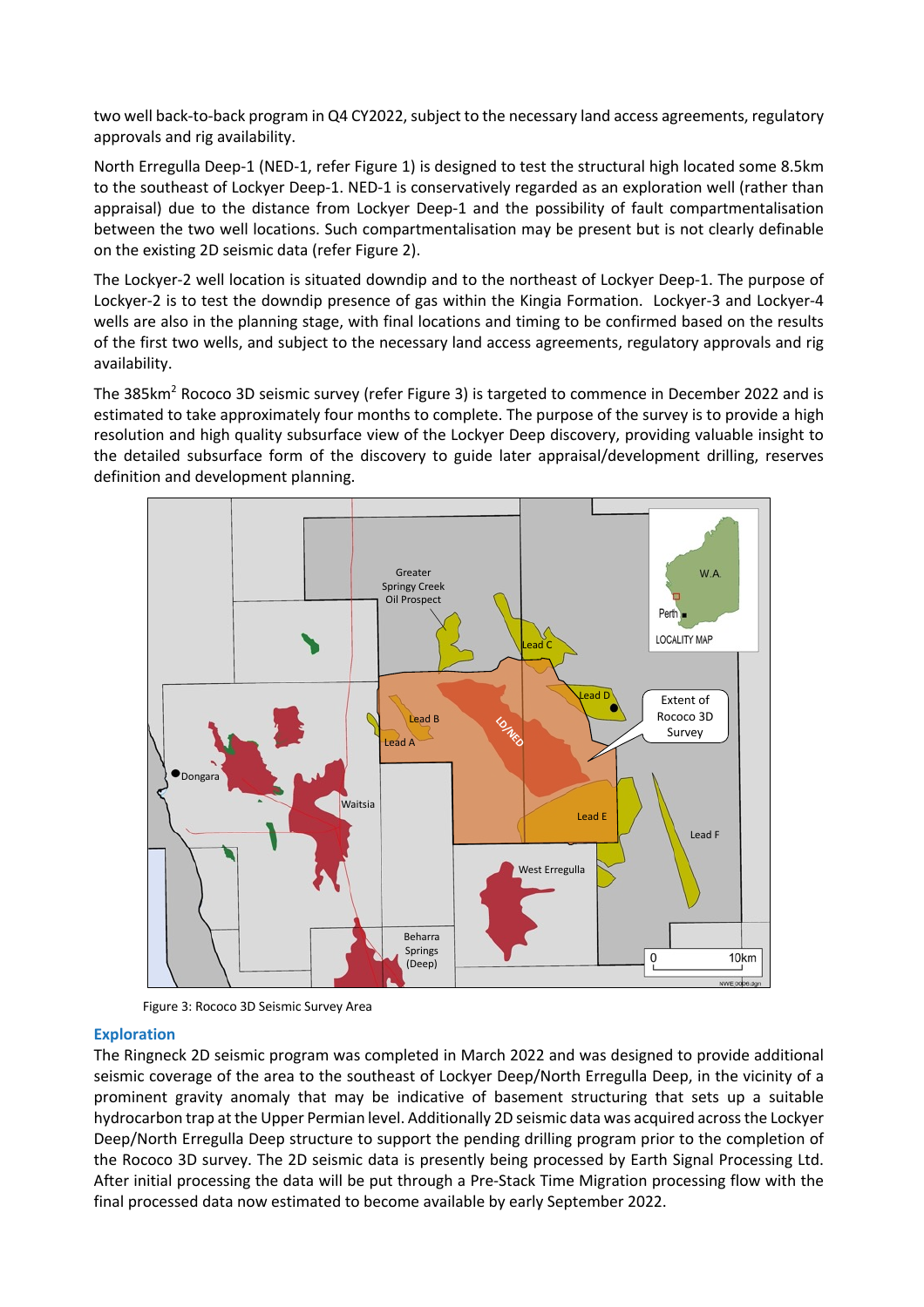two well back-to-back program in Q4 CY2022, subject to the necessary land access agreements, regulatory approvals and rig availability.

North Erregulla Deep-1 (NED-1, refer Figure 1) is designed to test the structural high located some 8.5km to the southeast of Lockyer Deep-1. NED-1 is conservatively regarded as an exploration well (rather than appraisal) due to the distance from Lockyer Deep-1 and the possibility of fault compartmentalisation between the two well locations. Such compartmentalisation may be present but is not clearly definable on the existing 2D seismic data (refer Figure 2).

The Lockyer-2 well location is situated downdip and to the northeast of Lockyer Deep-1. The purpose of Lockyer-2 is to test the downdip presence of gas within the Kingia Formation. Lockyer-3 and Lockyer-4 wells are also in the planning stage, with final locations and timing to be confirmed based on the results of the first two wells, and subject to the necessary land access agreements, regulatory approvals and rig availability.

The 385km$^2$ Rococo 3D seismic survey (refer Figure 3) is targeted to commence in December 2022 and is estimated to take approximately four months to complete. The purpose of the survey is to provide a high resolution and high quality subsurface view of the Lockyer Deep discovery, providing valuable insight to the detailed subsurface form of the discovery to guide later appraisal/development drilling, reserves definition and development planning.

Figure 3: Rococo 3D Seismic Survey Area

## Exploration

The Ringneck 2D seismic program was completed in March 2022 and was designed to provide additional seismic coverage of the area to the southeast of Lockyer Deep/North Erregulla Deep, in the vicinity of a prominent gravity anomaly that may be indicative of basement structuring that sets up a suitable hydrocarbon trap at the Upper Permian level. Additionally 2D seismic data was acquired across the Lockyer Deep/North Erregulla Deep structure to support the pending drilling program prior to the completion of the Rococo 3D survey. The 2D seismic data is presently being processed by Earth Signal Processing Ltd. After initial processing the data will be put through a Pre-Stack Time Migration processing flow with the final processed data now estimated to become available by early September 2022.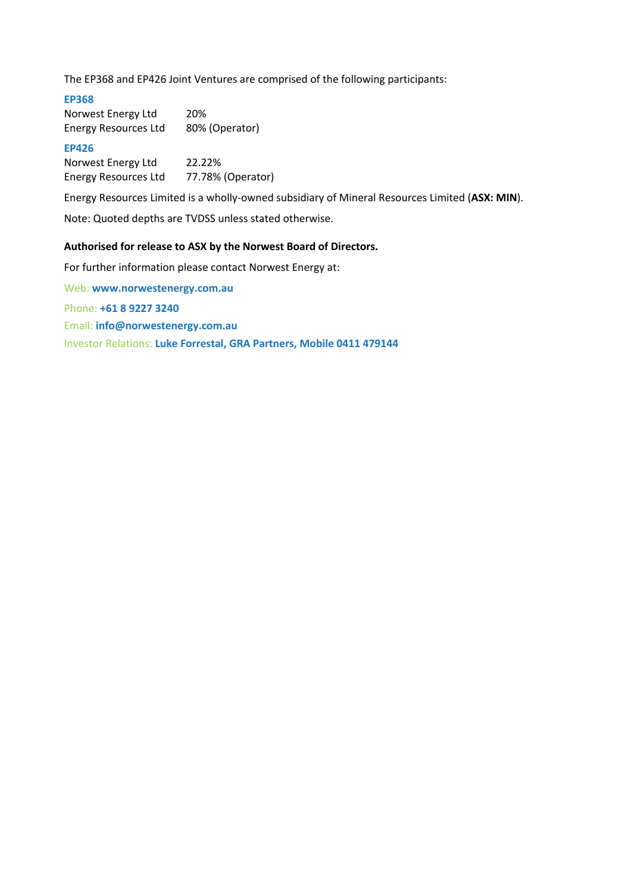The EP368 and EP426 Joint Ventures are comprised of the following participants:

**EP368**

| | |
|---|---|
| Norwest Energy Ltd | 20% |
| Energy Resources Ltd | 80% (Operator) |

**EP426**

| | |
|---|---|
| Norwest Energy Ltd | 22.22% |
| Energy Resources Ltd | 77.78% (Operator) |

Energy Resources Limited is a wholly-owned subsidiary of Mineral Resources Limited (**ASX: MIN**).

Note: Quoted depths are TVDSS unless stated otherwise.

**Authorised for release to ASX by the Norwest Board of Directors.**

For further information please contact Norwest Energy at:

Web: **www.norwestenergy.com.au**

Phone: **+61 8 9227 3240**

Email: **info@norwestenergy.com.au**

Investor Relations: **Luke Forrestal, GRA Partners, Mobile 0411 479144**